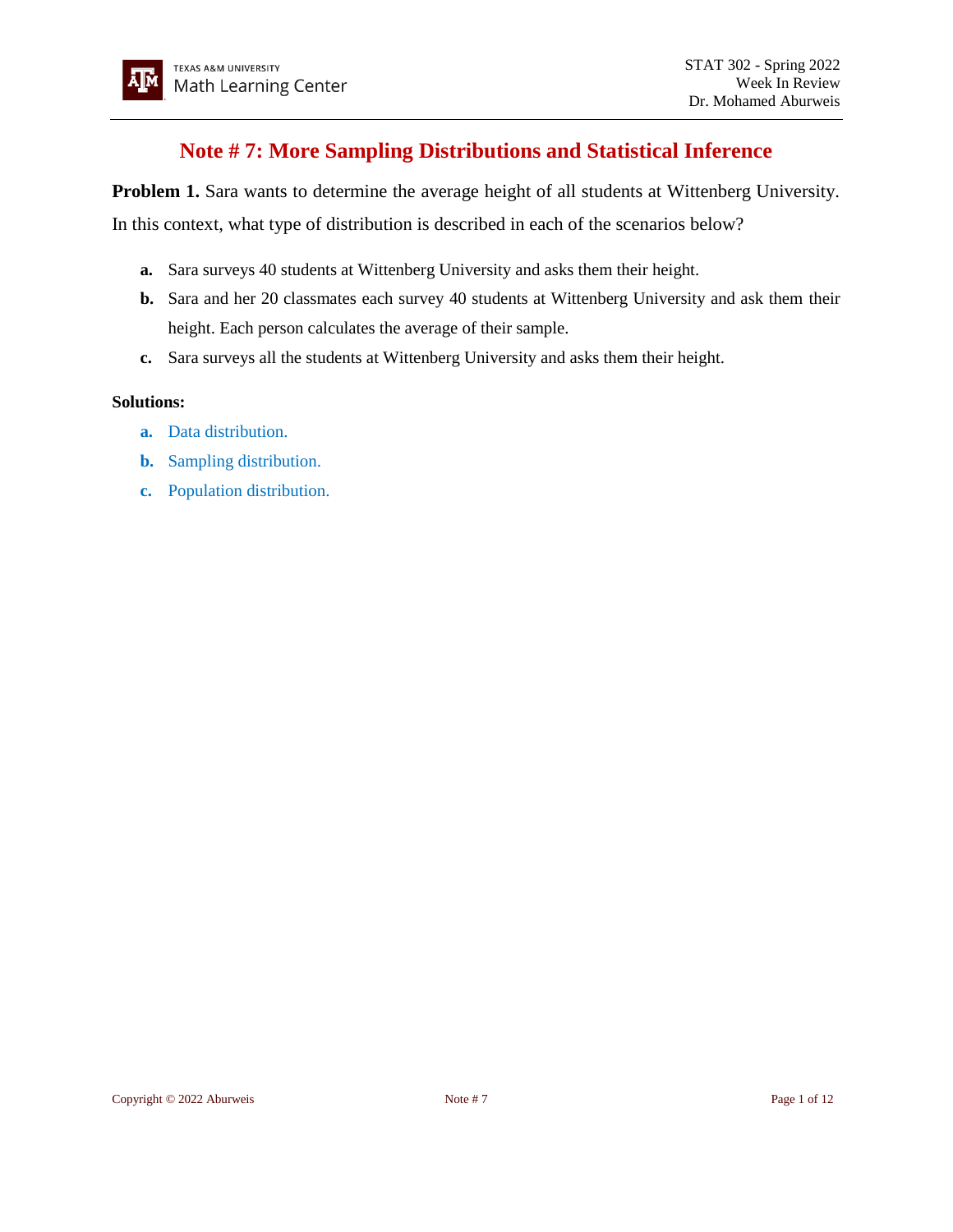# Note # 7: More Sampling Distributions and Statistical Inference

**Problem 1.** Sara wants to determine the average height of all students at Wittenberg University. In this context, what type of distribution is described in each of the scenarios below?

- **a.** Sara surveys 40 students at Wittenberg University and asks them their height.
- **b.** Sara and her 20 classmates each survey 40 students at Wittenberg University and ask them their height. Each person calculates the average of their sample.
- **c.** Sara surveys all the students at Wittenberg University and asks them their height.

**Solutions:**

- **a.** Data distribution.
- **b.** Sampling distribution.
- **c.** Population distribution.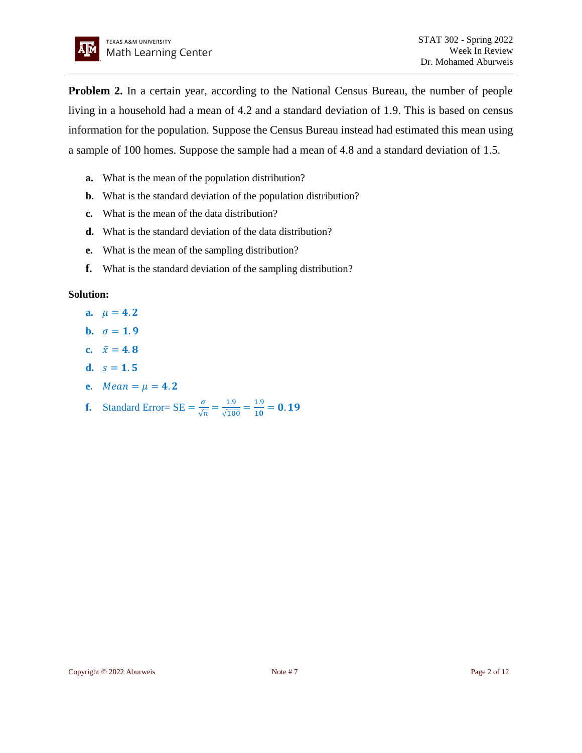**Problem 2.** In a certain year, according to the National Census Bureau, the number of people living in a household had a mean of 4.2 and a standard deviation of 1.9. This is based on census information for the population. Suppose the Census Bureau instead had estimated this mean using a sample of 100 homes. Suppose the sample had a mean of 4.8 and a standard deviation of 1.5.

- **a.** What is the mean of the population distribution?
- **b.** What is the standard deviation of the population distribution?
- **c.** What is the mean of the data distribution?
- **d.** What is the standard deviation of the data distribution?
- **e.** What is the mean of the sampling distribution?
- **f.** What is the standard deviation of the sampling distribution?

**Solution:**

- **a.** $\mu = \mathbf{4.2}$
- **b.** $\sigma = \mathbf{1.9}$
- **c.** $\bar{x} = \mathbf{4.8}$
- **d.** $s = \mathbf{1.5}$
- **e.** $Mean = \mu = \mathbf{4.2}$
- **f.** Standard Error= SE $= \frac{\sigma}{\sqrt{n}} = \frac{1.9}{\sqrt{100}} = \frac{1.9}{10} = \mathbf{0.19}$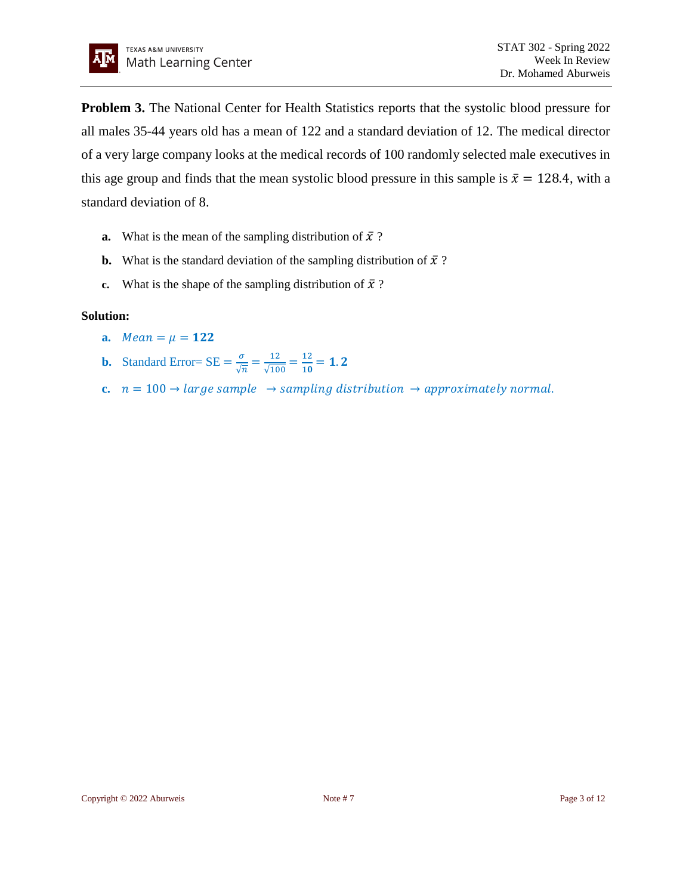**Problem 3.** The National Center for Health Statistics reports that the systolic blood pressure for all males 35-44 years old has a mean of 122 and a standard deviation of 12. The medical director of a very large company looks at the medical records of 100 randomly selected male executives in this age group and finds that the mean systolic blood pressure in this sample is $\bar{x} = 128.4$, with a standard deviation of 8.

**a.** What is the mean of the sampling distribution of $\bar{x}$ ?

**b.** What is the standard deviation of the sampling distribution of $\bar{x}$ ?

**c.** What is the shape of the sampling distribution of $\bar{x}$ ?

**Solution:**

**a.** $Mean = \mu = \mathbf{122}$

**b.** Standard Error= SE $= \frac{\sigma}{\sqrt{n}} = \frac{12}{\sqrt{100}} = \frac{12}{10} = \mathbf{1.2}$

**c.** $n = 100 \rightarrow large\ sample\ \rightarrow sampling\ distribution\ \rightarrow approximately\ normal.$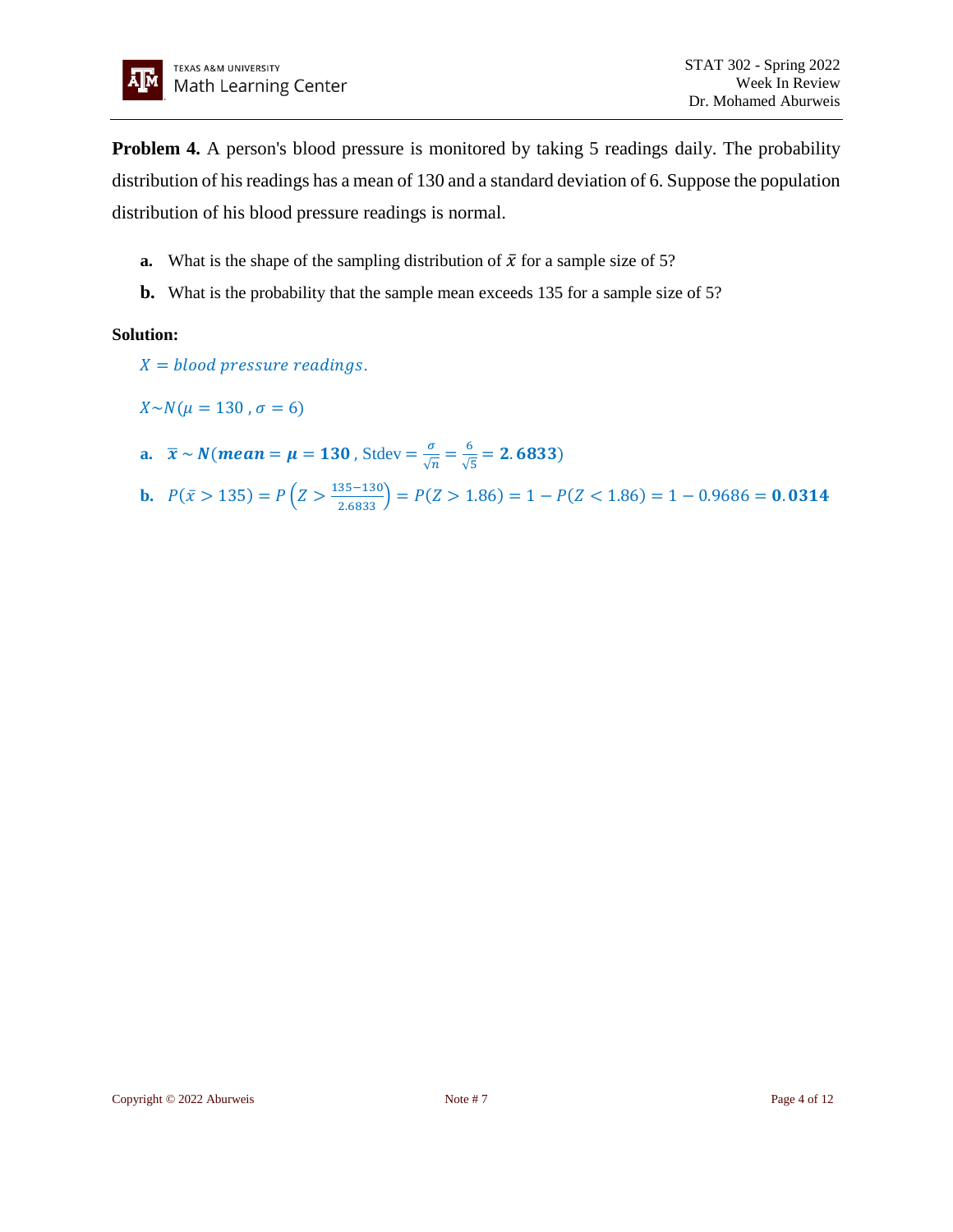**Problem 4.** A person's blood pressure is monitored by taking 5 readings daily. The probability distribution of his readings has a mean of 130 and a standard deviation of 6. Suppose the population distribution of his blood pressure readings is normal.

**a.** What is the shape of the sampling distribution of $\bar{x}$ for a sample size of 5?

**b.** What is the probability that the sample mean exceeds 135 for a sample size of 5?

**Solution:**

$X = blood\ pressure\ readings.$

$X \sim N(\mu = 130\ , \sigma = 6)$

**a.** $\boldsymbol{\bar{x} \sim N(mean = \mu = 130}$ , Stdev $= \frac{\sigma}{\sqrt{n}} = \frac{6}{\sqrt{5}} = \mathbf{2.6833})$

**b.** $P(\bar{x} > 135) = P\left(Z > \frac{135-130}{2.6833}\right) = P(Z > 1.86) = 1 - P(Z < 1.86) = 1 - 0.9686 = \mathbf{0.0314}$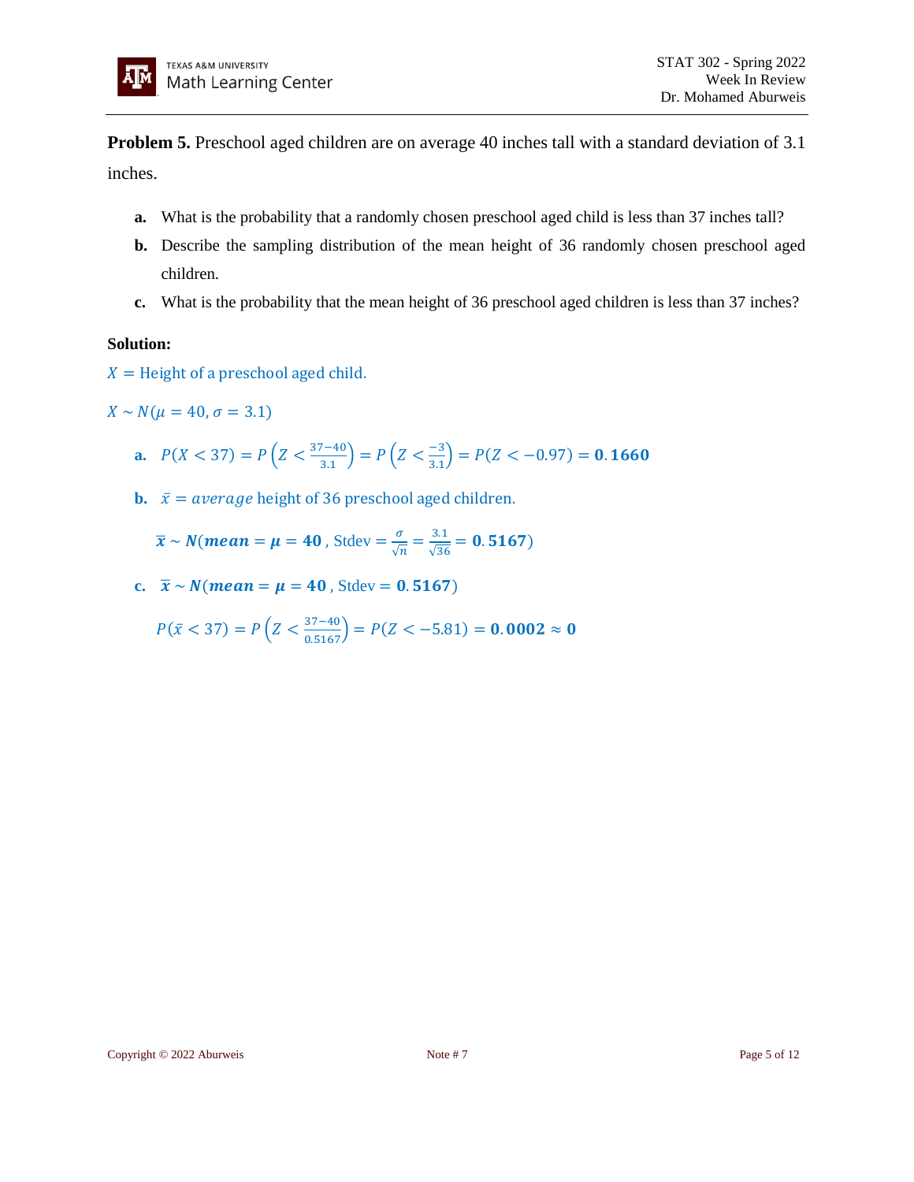**Problem 5.** Preschool aged children are on average 40 inches tall with a standard deviation of 3.1 inches.

**a.** What is the probability that a randomly chosen preschool aged child is less than 37 inches tall?

**b.** Describe the sampling distribution of the mean height of 36 randomly chosen preschool aged children.

**c.** What is the probability that the mean height of 36 preschool aged children is less than 37 inches?

**Solution:**

$X$ = Height of a preschool aged child.

$X \sim N(\mu = 40, \sigma = 3.1)$

**a.** $P(X < 37) = P\left(Z < \frac{37-40}{3.1}\right) = P\left(Z < \frac{-3}{3.1}\right) = P(Z < -0.97) = \mathbf{0.1660}$

**b.** $\bar{x} = \textit{average}$ height of 36 preschool aged children.

$\boldsymbol{\bar{x} \sim N(mean = \mu = 40}$, Stdev $= \frac{\sigma}{\sqrt{n}} = \frac{3.1}{\sqrt{36}} = \mathbf{0.5167})$

**c.** $\boldsymbol{\bar{x} \sim N(mean = \mu = 40}$, Stdev $= \mathbf{0.5167})$

$P(\bar{x} < 37) = P\left(Z < \frac{37-40}{0.5167}\right) = P(Z < -5.81) = \mathbf{0.0002 \approx 0}$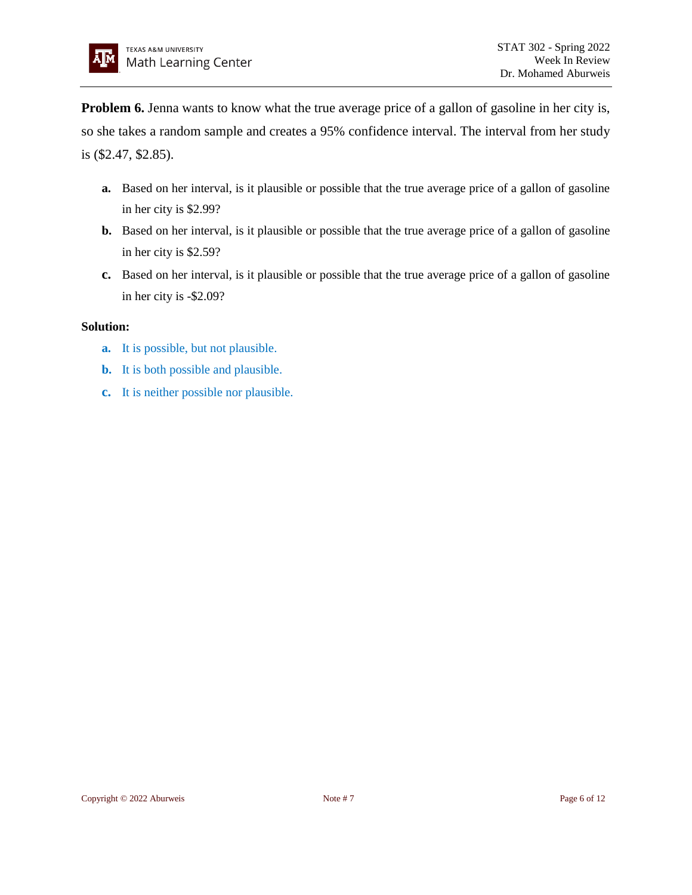**Problem 6.** Jenna wants to know what the true average price of a gallon of gasoline in her city is, so she takes a random sample and creates a 95% confidence interval. The interval from her study is ($2.47, $2.85).

**a.** Based on her interval, is it plausible or possible that the true average price of a gallon of gasoline in her city is $2.99?

**b.** Based on her interval, is it plausible or possible that the true average price of a gallon of gasoline in her city is $2.59?

**c.** Based on her interval, is it plausible or possible that the true average price of a gallon of gasoline in her city is -$2.09?

**Solution:**

**a.** It is possible, but not plausible.

**b.** It is both possible and plausible.

**c.** It is neither possible nor plausible.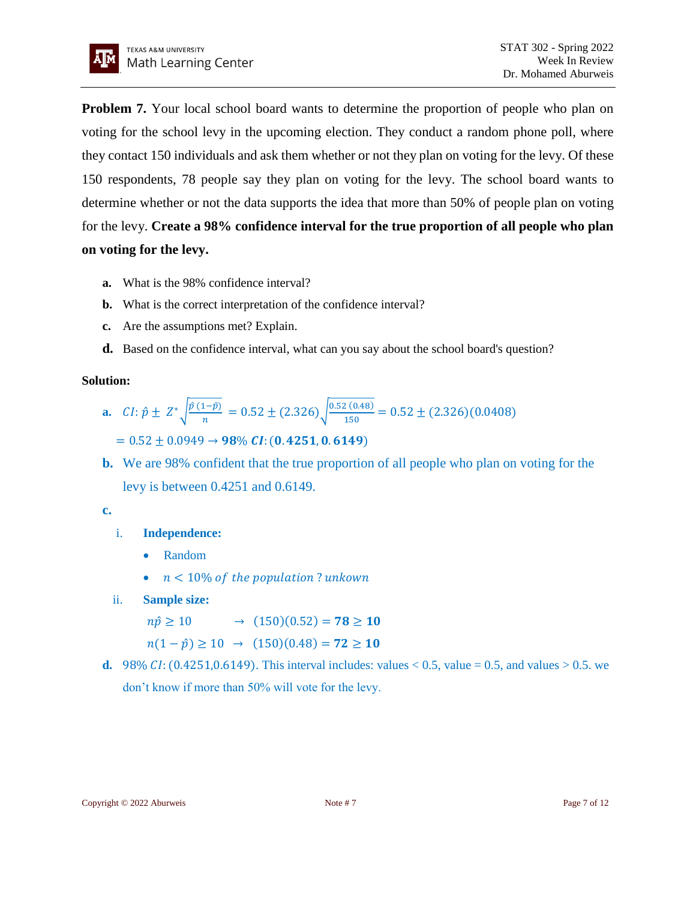**Problem 7.** Your local school board wants to determine the proportion of people who plan on voting for the school levy in the upcoming election. They conduct a random phone poll, where they contact 150 individuals and ask them whether or not they plan on voting for the levy. Of these 150 respondents, 78 people say they plan on voting for the levy. The school board wants to determine whether or not the data supports the idea that more than 50% of people plan on voting for the levy. **Create a 98% confidence interval for the true proportion of all people who plan on voting for the levy.**

**a.** What is the 98% confidence interval?

**b.** What is the correct interpretation of the confidence interval?

**c.** Are the assumptions met? Explain.

**d.** Based on the confidence interval, what can you say about the school board's question?

**Solution:**

**a.** $CI: \hat{p} \pm Z^* \sqrt{\frac{\hat{p}\,(1-\hat{p})}{n}} = 0.52 \pm (2.326)\sqrt{\frac{0.52\,(0.48)}{150}} = 0.52 \pm (2.326)(0.0408)$

$= 0.52 \pm 0.0949 \rightarrow$ **98%** $\boldsymbol{CI}: (\mathbf{0.4251}, \mathbf{0.6149})$

**b.** We are 98% confident that the true proportion of all people who plan on voting for the levy is between 0.4251 and 0.6149.

**c.**

i. **Independence:**

- Random
- $n < 10\%$ *of the population* ? *unkown*

ii. **Sample size:**

$n\hat{p} \geq 10 \quad \rightarrow \quad (150)(0.52) = \mathbf{78 \geq 10}$

$n(1-\hat{p}) \geq 10 \quad \rightarrow \quad (150)(0.48) = \mathbf{72 \geq 10}$

**d.** 98% $CI$: (0.4251,0.6149). This interval includes: values < 0.5, value = 0.5, and values > 0.5. we don't know if more than 50% will vote for the levy.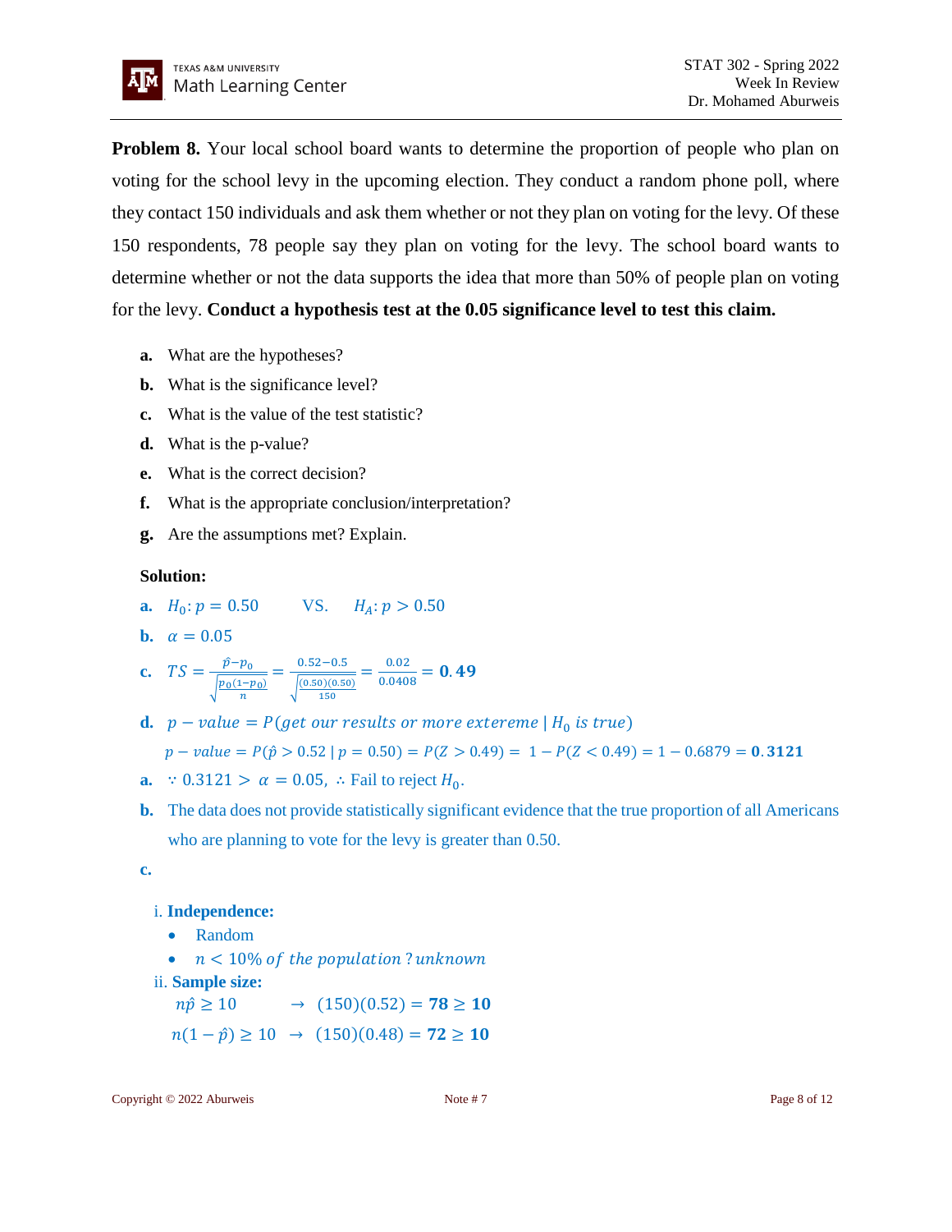**Problem 8.** Your local school board wants to determine the proportion of people who plan on voting for the school levy in the upcoming election. They conduct a random phone poll, where they contact 150 individuals and ask them whether or not they plan on voting for the levy. Of these 150 respondents, 78 people say they plan on voting for the levy. The school board wants to determine whether or not the data supports the idea that more than 50% of people plan on voting for the levy. **Conduct a hypothesis test at the 0.05 significance level to test this claim.**

**a.** What are the hypotheses?

**b.** What is the significance level?

**c.** What is the value of the test statistic?

**d.** What is the p-value?

**e.** What is the correct decision?

**f.** What is the appropriate conclusion/interpretation?

**g.** Are the assumptions met? Explain.

**Solution:**

**a.** $H_0: p = 0.50$ VS. $H_A: p > 0.50$

**b.** $\alpha = 0.05$

**c.** $TS = \frac{\hat{p} - p_0}{\sqrt{\frac{p_0(1-p_0)}{n}}} = \frac{0.52 - 0.5}{\sqrt{\frac{(0.50)(0.50)}{150}}} = \frac{0.02}{0.0408} = \mathbf{0.49}$

**d.** $p - value = P(get\ our\ results\ or\ more\ extereme\ |\ H_0\ is\ true)$

$p - value = P(\hat{p} > 0.52\ |\ p = 0.50) = P(Z > 0.49) = 1 - P(Z < 0.49) = 1 - 0.6879 = \mathbf{0.3121}$

**a.** $\because 0.3121 > \alpha = 0.05,\ \therefore$ Fail to reject $H_0$.

**b.** The data does not provide statistically significant evidence that the true proportion of all Americans who are planning to vote for the levy is greater than 0.50.

**c.**

i. **Independence:**

- Random
- $n < 10\%\ of\ the\ population\ ?\ unknown$

ii. **Sample size:**

$n\hat{p} \geq 10 \quad \rightarrow \quad (150)(0.52) = \mathbf{78 \geq 10}$

$n(1 - \hat{p}) \geq 10 \quad \rightarrow \quad (150)(0.48) = \mathbf{72 \geq 10}$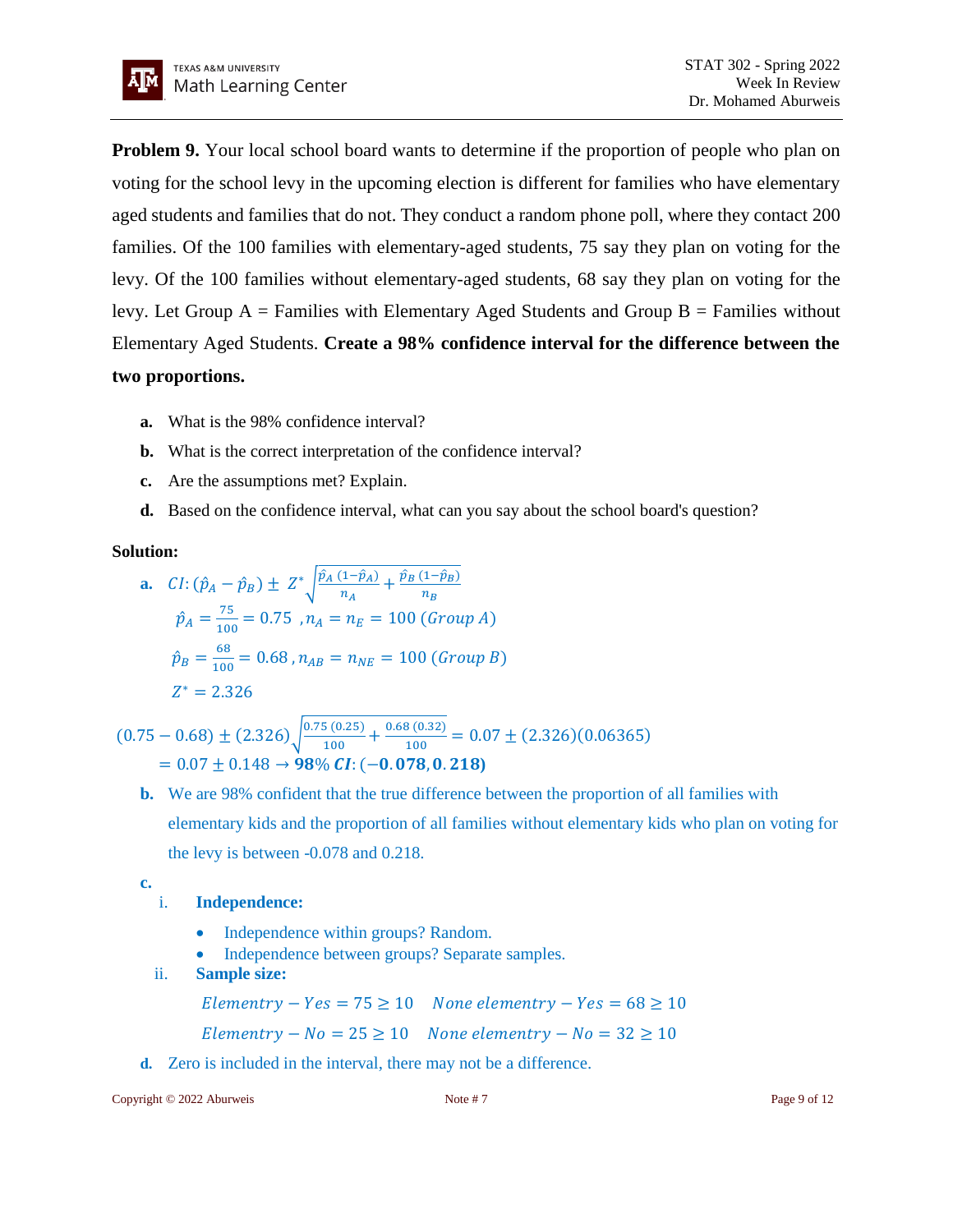**Problem 9.** Your local school board wants to determine if the proportion of people who plan on voting for the school levy in the upcoming election is different for families who have elementary aged students and families that do not. They conduct a random phone poll, where they contact 200 families. Of the 100 families with elementary-aged students, 75 say they plan on voting for the levy. Of the 100 families without elementary-aged students, 68 say they plan on voting for the levy. Let Group A = Families with Elementary Aged Students and Group B = Families without Elementary Aged Students. **Create a 98% confidence interval for the difference between the two proportions.**

**a.** What is the 98% confidence interval?

**b.** What is the correct interpretation of the confidence interval?

**c.** Are the assumptions met? Explain.

**d.** Based on the confidence interval, what can you say about the school board's question?

**Solution:**

**a.** $CI: (\hat{p}_A - \hat{p}_B) \pm Z^* \sqrt{\frac{\hat{p}_A\,(1-\hat{p}_A)}{n_A} + \frac{\hat{p}_B\,(1-\hat{p}_B)}{n_B}}$

$\hat{p}_A = \frac{75}{100} = 0.75 \;, n_A = n_E = 100\ (Group\ A)$

$\hat{p}_B = \frac{68}{100} = 0.68 \,, n_{AB} = n_{NE} = 100\ (Group\ B)$

$Z^* = 2.326$

$$(0.75 - 0.68) \pm (2.326)\sqrt{\frac{0.75\,(0.25)}{100} + \frac{0.68\,(0.32)}{100}} = 0.07 \pm (2.326)(0.06365)$$

$$= 0.07 \pm 0.148 \rightarrow \mathbf{98\%\ CI: (-0.078, 0.218)}$$

**b.** We are 98% confident that the true difference between the proportion of all families with elementary kids and the proportion of all families without elementary kids who plan on voting for the levy is between -0.078 and 0.218.

**c.**

i. **Independence:**

- Independence within groups? Random.
- Independence between groups? Separate samples.

ii. **Sample size:**

$Elementry - Yes = 75 \geq 10 \quad None\ elementry - Yes = 68 \geq 10$

$Elementry - No = 25 \geq 10 \quad None\ elementry - No = 32 \geq 10$

**d.** Zero is included in the interval, there may not be a difference.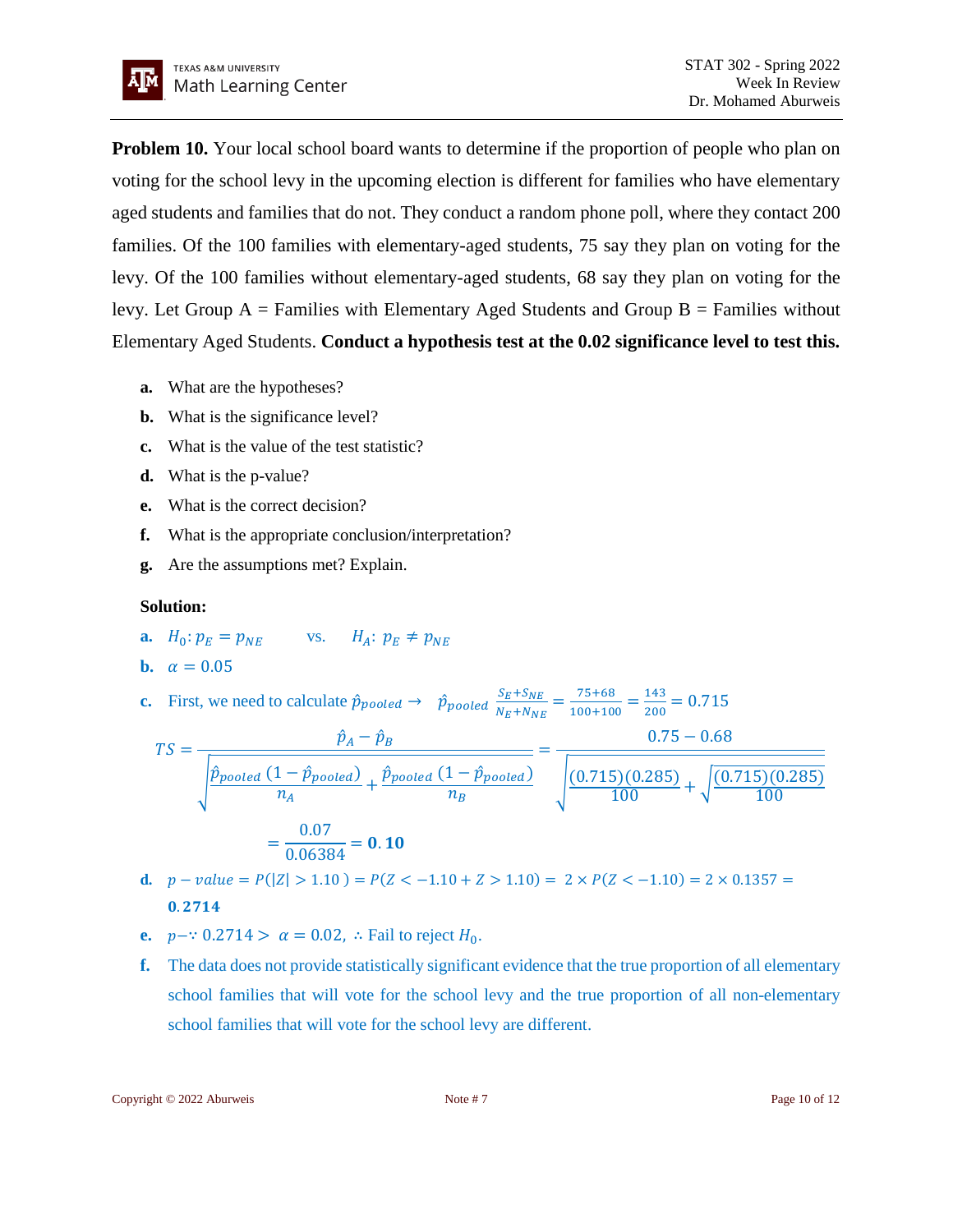**Problem 10.** Your local school board wants to determine if the proportion of people who plan on voting for the school levy in the upcoming election is different for families who have elementary aged students and families that do not. They conduct a random phone poll, where they contact 200 families. Of the 100 families with elementary-aged students, 75 say they plan on voting for the levy. Of the 100 families without elementary-aged students, 68 say they plan on voting for the levy. Let Group A = Families with Elementary Aged Students and Group B = Families without Elementary Aged Students. **Conduct a hypothesis test at the 0.02 significance level to test this.**

**a.** What are the hypotheses?

**b.** What is the significance level?

**c.** What is the value of the test statistic?

**d.** What is the p-value?

**e.** What is the correct decision?

**f.** What is the appropriate conclusion/interpretation?

**g.** Are the assumptions met? Explain.

**Solution:**

**a.** $H_0: p_E = p_{NE}$ vs. $H_A: p_E \neq p_{NE}$

**b.** $\alpha = 0.05$

**c.** First, we need to calculate $\hat{p}_{pooled} \rightarrow \quad \hat{p}_{pooled} \frac{S_E + S_{NE}}{N_E + N_{NE}} = \frac{75+68}{100+100} = \frac{143}{200} = 0.715$

$$TS = \frac{\hat{p}_A - \hat{p}_B}{\sqrt{\frac{\hat{p}_{pooled}\,(1-\hat{p}_{pooled})}{n_A} + \frac{\hat{p}_{pooled}\,(1-\hat{p}_{pooled})}{n_B}}} = \frac{0.75 - 0.68}{\sqrt{\frac{(0.715)(0.285)}{100} + \sqrt{\frac{(0.715)(0.285)}{100}}}}$$

$$= \frac{0.07}{0.06384} = \mathbf{0.10}$$

**d.** $p - value = P(|Z| > 1.10) = P(Z < -1.10 + Z > 1.10) = 2 \times P(Z < -1.10) = 2 \times 0.1357 =$ $\mathbf{0.2714}$

**e.** $p - \because 0.2714 > \alpha = 0.02, \therefore$ Fail to reject $H_0$.

**f.** The data does not provide statistically significant evidence that the true proportion of all elementary school families that will vote for the school levy and the true proportion of all non-elementary school families that will vote for the school levy are different.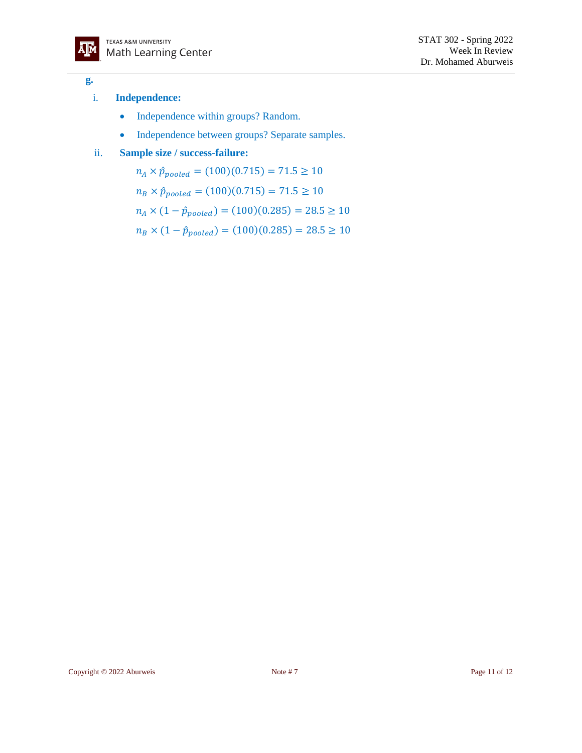**g.**

i. **Independence:**

- Independence within groups? Random.
- Independence between groups? Separate samples.

ii. **Sample size / success-failure:**

$n_A \times \hat{p}_{pooled} = (100)(0.715) = 71.5 \geq 10$

$n_B \times \hat{p}_{pooled} = (100)(0.715) = 71.5 \geq 10$

$n_A \times (1 - \hat{p}_{pooled}) = (100)(0.285) = 28.5 \geq 10$

$n_B \times (1 - \hat{p}_{pooled}) = (100)(0.285) = 28.5 \geq 10$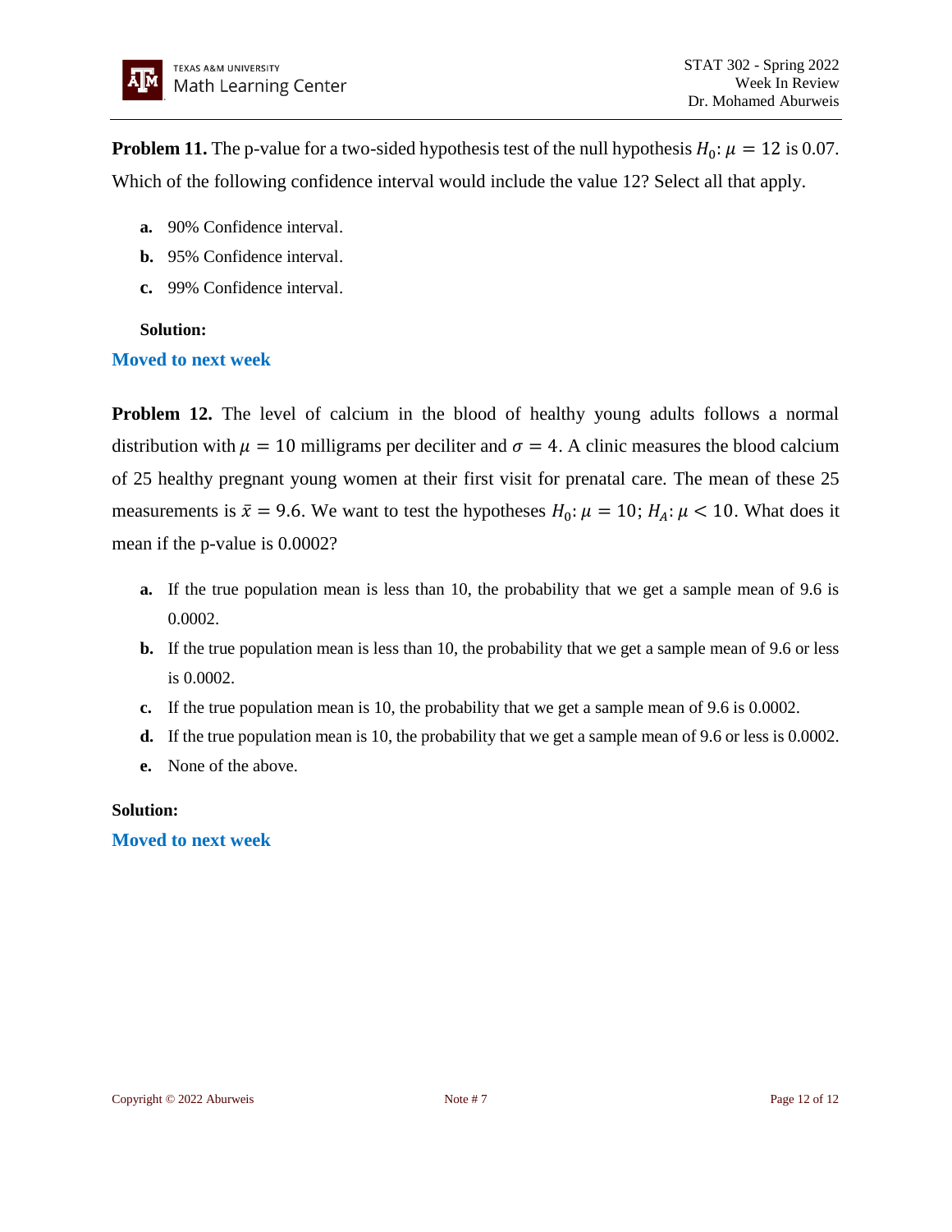**Problem 11.** The p-value for a two-sided hypothesis test of the null hypothesis $H_0: \mu = 12$ is 0.07. Which of the following confidence interval would include the value 12? Select all that apply.

- **a.** 90% Confidence interval.
- **b.** 95% Confidence interval.
- **c.** 99% Confidence interval.

**Solution:**

**Moved to next week**

**Problem 12.** The level of calcium in the blood of healthy young adults follows a normal distribution with $\mu = 10$ milligrams per deciliter and $\sigma = 4$. A clinic measures the blood calcium of 25 healthy pregnant young women at their first visit for prenatal care. The mean of these 25 measurements is $\bar{x} = 9.6$. We want to test the hypotheses $H_0: \mu = 10$; $H_A: \mu < 10$. What does it mean if the p-value is 0.0002?

- **a.** If the true population mean is less than 10, the probability that we get a sample mean of 9.6 is 0.0002.
- **b.** If the true population mean is less than 10, the probability that we get a sample mean of 9.6 or less is 0.0002.
- **c.** If the true population mean is 10, the probability that we get a sample mean of 9.6 is 0.0002.
- **d.** If the true population mean is 10, the probability that we get a sample mean of 9.6 or less is 0.0002.
- **e.** None of the above.

**Solution:**

**Moved to next week**